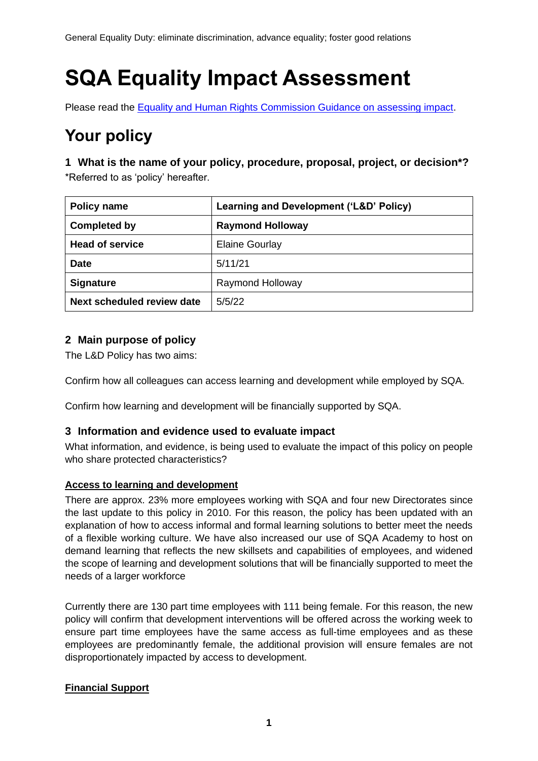General Equality Duty: eliminate discrimination, advance equality; foster good relations

# SQA Equality Impact Assessment

Please read the [Equality and Human Rights Commission Guidance on assessing impact](#).

## Your policy

### 1 What is the name of your policy, procedure, proposal, project, or decision*?

*Referred to as 'policy' hereafter.

| **Policy name** | **Learning and Development ('L&D' Policy)** |
|---|---|
| **Completed by** | **Raymond Holloway** |
| **Head of service** | Elaine Gourlay |
| **Date** | 5/11/21 |
| **Signature** | Raymond Holloway |
| **Next scheduled review date** | 5/5/22 |

### 2 Main purpose of policy

The L&D Policy has two aims:

Confirm how all colleagues can access learning and development while employed by SQA.

Confirm how learning and development will be financially supported by SQA.

### 3 Information and evidence used to evaluate impact

What information, and evidence, is being used to evaluate the impact of this policy on people who share protected characteristics?

**Access to learning and development**

There are approx. 23% more employees working with SQA and four new Directorates since the last update to this policy in 2010. For this reason, the policy has been updated with an explanation of how to access informal and formal learning solutions to better meet the needs of a flexible working culture. We have also increased our use of SQA Academy to host on demand learning that reflects the new skillsets and capabilities of employees, and widened the scope of learning and development solutions that will be financially supported to meet the needs of a larger workforce

Currently there are 130 part time employees with 111 being female. For this reason, the new policy will confirm that development interventions will be offered across the working week to ensure part time employees have the same access as full-time employees and as these employees are predominantly female, the additional provision will ensure females are not disproportionately impacted by access to development.

**Financial Support**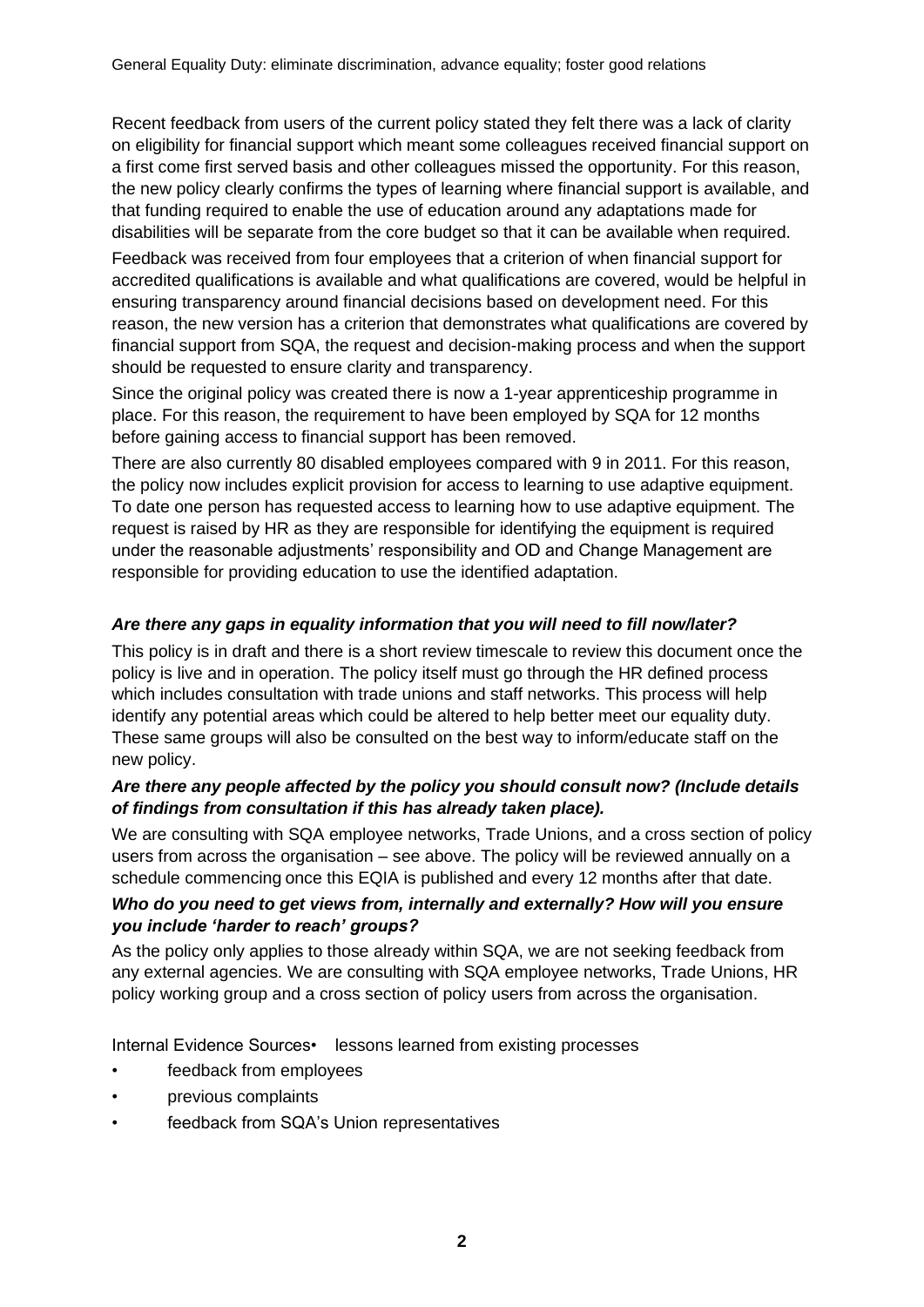General Equality Duty: eliminate discrimination, advance equality; foster good relations

Recent feedback from users of the current policy stated they felt there was a lack of clarity on eligibility for financial support which meant some colleagues received financial support on a first come first served basis and other colleagues missed the opportunity. For this reason, the new policy clearly confirms the types of learning where financial support is available, and that funding required to enable the use of education around any adaptations made for disabilities will be separate from the core budget so that it can be available when required.

Feedback was received from four employees that a criterion of when financial support for accredited qualifications is available and what qualifications are covered, would be helpful in ensuring transparency around financial decisions based on development need. For this reason, the new version has a criterion that demonstrates what qualifications are covered by financial support from SQA, the request and decision-making process and when the support should be requested to ensure clarity and transparency.

Since the original policy was created there is now a 1-year apprenticeship programme in place. For this reason, the requirement to have been employed by SQA for 12 months before gaining access to financial support has been removed.

There are also currently 80 disabled employees compared with 9 in 2011. For this reason, the policy now includes explicit provision for access to learning to use adaptive equipment. To date one person has requested access to learning how to use adaptive equipment. The request is raised by HR as they are responsible for identifying the equipment is required under the reasonable adjustments' responsibility and OD and Change Management are responsible for providing education to use the identified adaptation.

***Are there any gaps in equality information that you will need to fill now/later?***

This policy is in draft and there is a short review timescale to review this document once the policy is live and in operation. The policy itself must go through the HR defined process which includes consultation with trade unions and staff networks. This process will help identify any potential areas which could be altered to help better meet our equality duty. These same groups will also be consulted on the best way to inform/educate staff on the new policy.

***Are there any people affected by the policy you should consult now? (Include details of findings from consultation if this has already taken place).***

We are consulting with SQA employee networks, Trade Unions, and a cross section of policy users from across the organisation – see above. The policy will be reviewed annually on a schedule commencing once this EQIA is published and every 12 months after that date.

***Who do you need to get views from, internally and externally? How will you ensure you include 'harder to reach' groups?***

As the policy only applies to those already within SQA, we are not seeking feedback from any external agencies. We are consulting with SQA employee networks, Trade Unions, HR policy working group and a cross section of policy users from across the organisation.

Internal Evidence Sources

- lessons learned from existing processes
- feedback from employees
- previous complaints
- feedback from SQA's Union representatives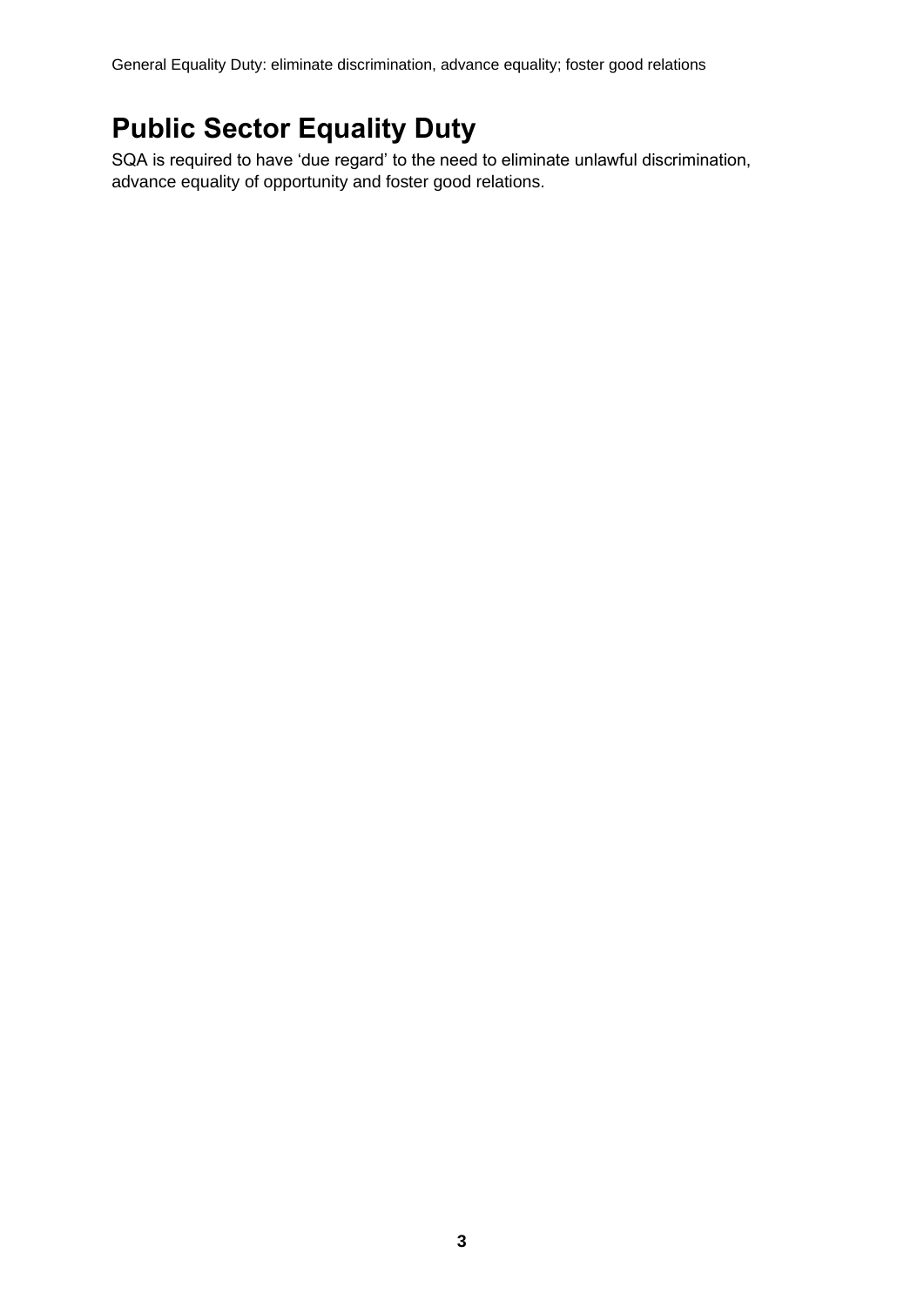# Public Sector Equality Duty

SQA is required to have 'due regard' to the need to eliminate unlawful discrimination, advance equality of opportunity and foster good relations.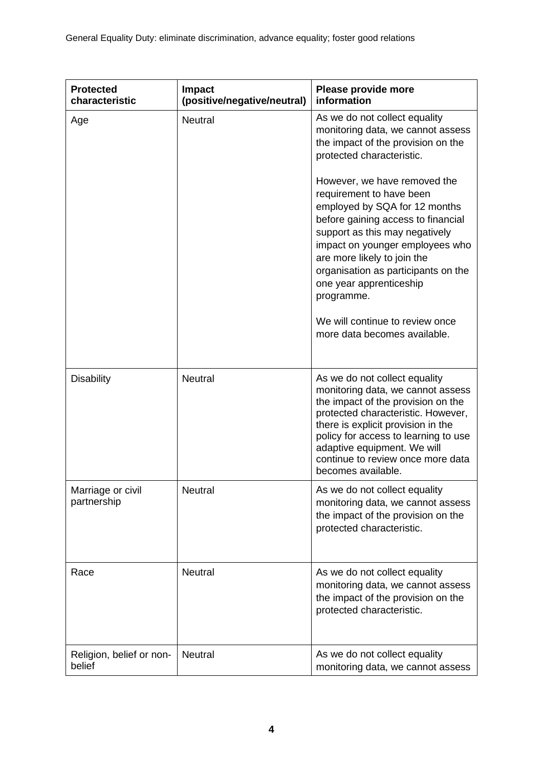General Equality Duty: eliminate discrimination, advance equality; foster good relations

| Protected characteristic | Impact (positive/negative/neutral) | Please provide more information |
|---|---|---|
| Age | Neutral | As we do not collect equality monitoring data, we cannot assess the impact of the provision on the protected characteristic.<br><br>However, we have removed the requirement to have been employed by SQA for 12 months before gaining access to financial support as this may negatively impact on younger employees who are more likely to join the organisation as participants on the one year apprenticeship programme.<br><br>We will continue to review once more data becomes available. |
| Disability | Neutral | As we do not collect equality monitoring data, we cannot assess the impact of the provision on the protected characteristic. However, there is explicit provision in the policy for access to learning to use adaptive equipment. We will continue to review once more data becomes available. |
| Marriage or civil partnership | Neutral | As we do not collect equality monitoring data, we cannot assess the impact of the provision on the protected characteristic. |
| Race | Neutral | As we do not collect equality monitoring data, we cannot assess the impact of the provision on the protected characteristic. |
| Religion, belief or non-belief | Neutral | As we do not collect equality monitoring data, we cannot assess |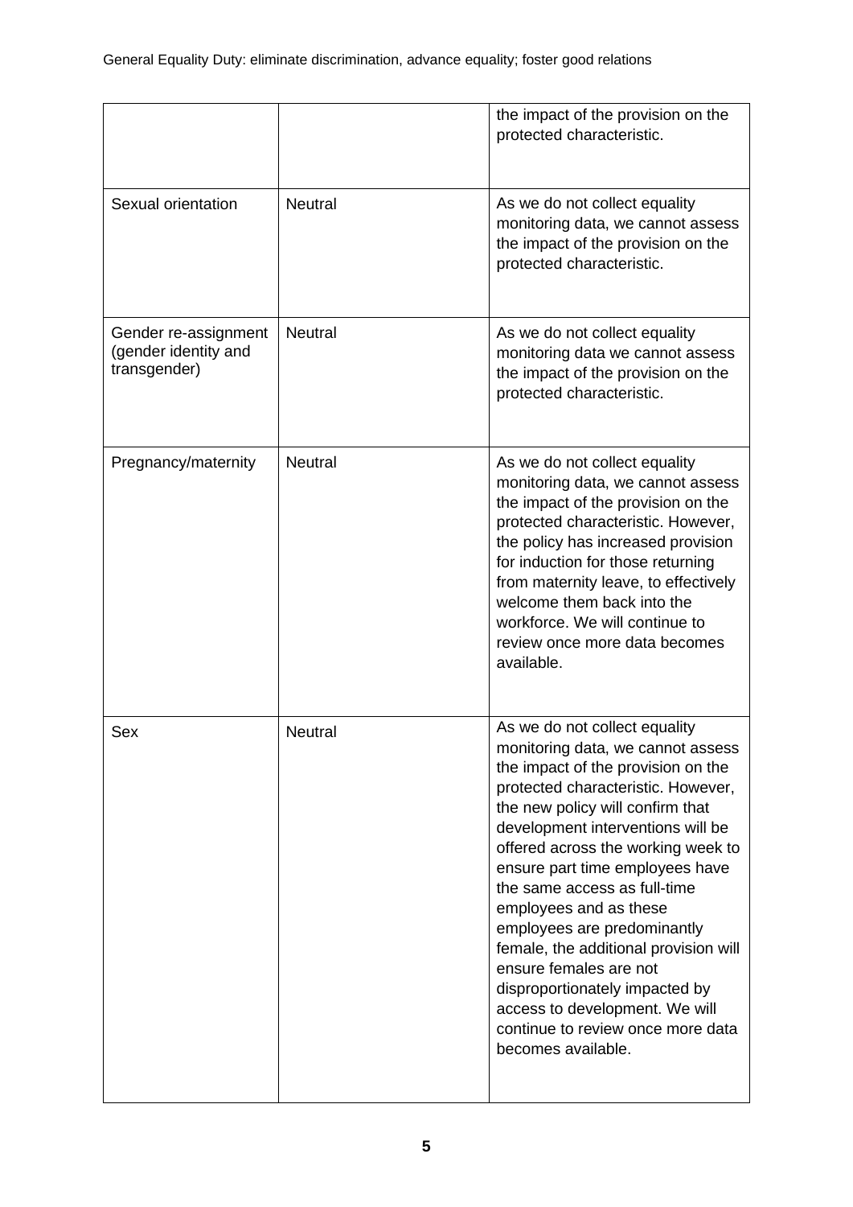| | | |
|---|---|---|
| | | the impact of the provision on the protected characteristic. |
| Sexual orientation | Neutral | As we do not collect equality monitoring data, we cannot assess the impact of the provision on the protected characteristic. |
| Gender re-assignment (gender identity and transgender) | Neutral | As we do not collect equality monitoring data we cannot assess the impact of the provision on the protected characteristic. |
| Pregnancy/maternity | Neutral | As we do not collect equality monitoring data, we cannot assess the impact of the provision on the protected characteristic. However, the policy has increased provision for induction for those returning from maternity leave, to effectively welcome them back into the workforce. We will continue to review once more data becomes available. |
| Sex | Neutral | As we do not collect equality monitoring data, we cannot assess the impact of the provision on the protected characteristic. However, the new policy will confirm that development interventions will be offered across the working week to ensure part time employees have the same access as full-time employees and as these employees are predominantly female, the additional provision will ensure females are not disproportionately impacted by access to development. We will continue to review once more data becomes available. |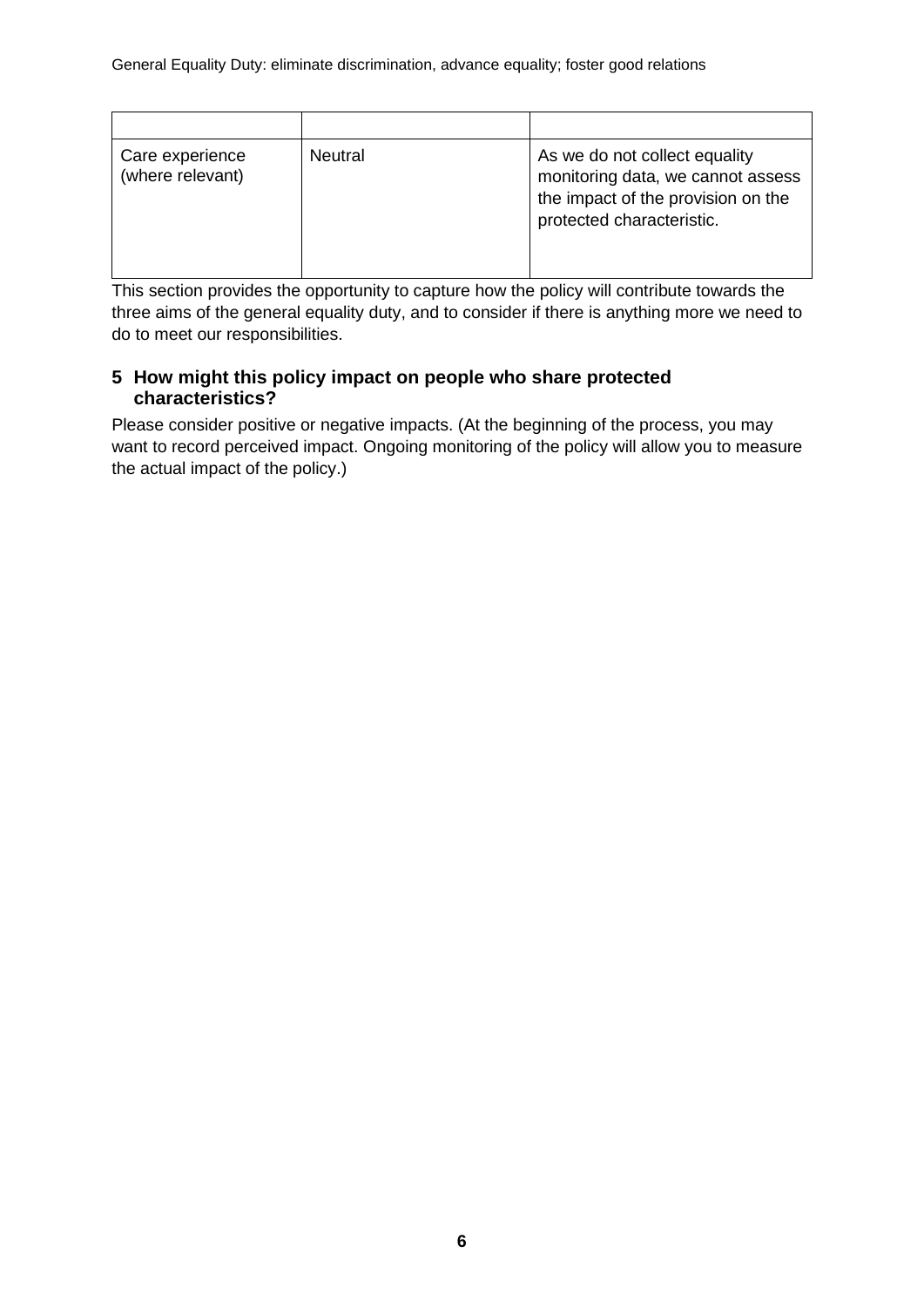| | | |
|---|---|---|
| Care experience (where relevant) | Neutral | As we do not collect equality monitoring data, we cannot assess the impact of the provision on the protected characteristic. |

This section provides the opportunity to capture how the policy will contribute towards the three aims of the general equality duty, and to consider if there is anything more we need to do to meet our responsibilities.

## 5 How might this policy impact on people who share protected characteristics?

Please consider positive or negative impacts. (At the beginning of the process, you may want to record perceived impact. Ongoing monitoring of the policy will allow you to measure the actual impact of the policy.)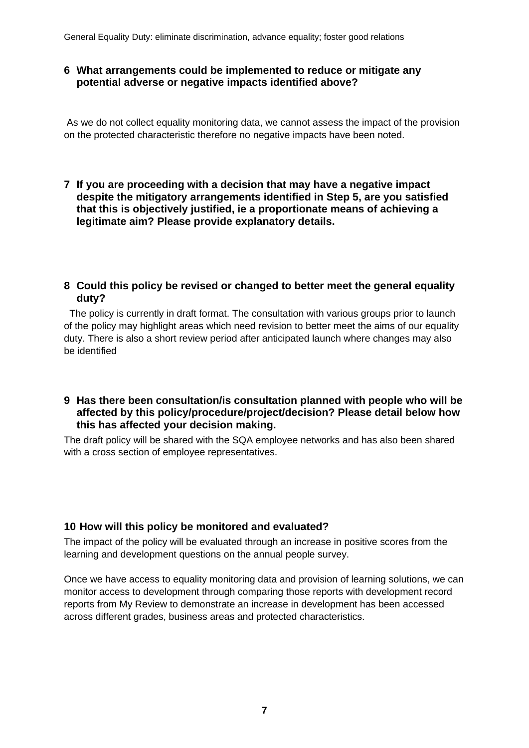General Equality Duty: eliminate discrimination, advance equality; foster good relations

**6 What arrangements could be implemented to reduce or mitigate any potential adverse or negative impacts identified above?**

As we do not collect equality monitoring data, we cannot assess the impact of the provision on the protected characteristic therefore no negative impacts have been noted.

**7 If you are proceeding with a decision that may have a negative impact despite the mitigatory arrangements identified in Step 5, are you satisfied that this is objectively justified, ie a proportionate means of achieving a legitimate aim? Please provide explanatory details.**

**8 Could this policy be revised or changed to better meet the general equality duty?**

The policy is currently in draft format. The consultation with various groups prior to launch of the policy may highlight areas which need revision to better meet the aims of our equality duty. There is also a short review period after anticipated launch where changes may also be identified

**9 Has there been consultation/is consultation planned with people who will be affected by this policy/procedure/project/decision? Please detail below how this has affected your decision making.**

The draft policy will be shared with the SQA employee networks and has also been shared with a cross section of employee representatives.

**10 How will this policy be monitored and evaluated?**

The impact of the policy will be evaluated through an increase in positive scores from the learning and development questions on the annual people survey.

Once we have access to equality monitoring data and provision of learning solutions, we can monitor access to development through comparing those reports with development record reports from My Review to demonstrate an increase in development has been accessed across different grades, business areas and protected characteristics.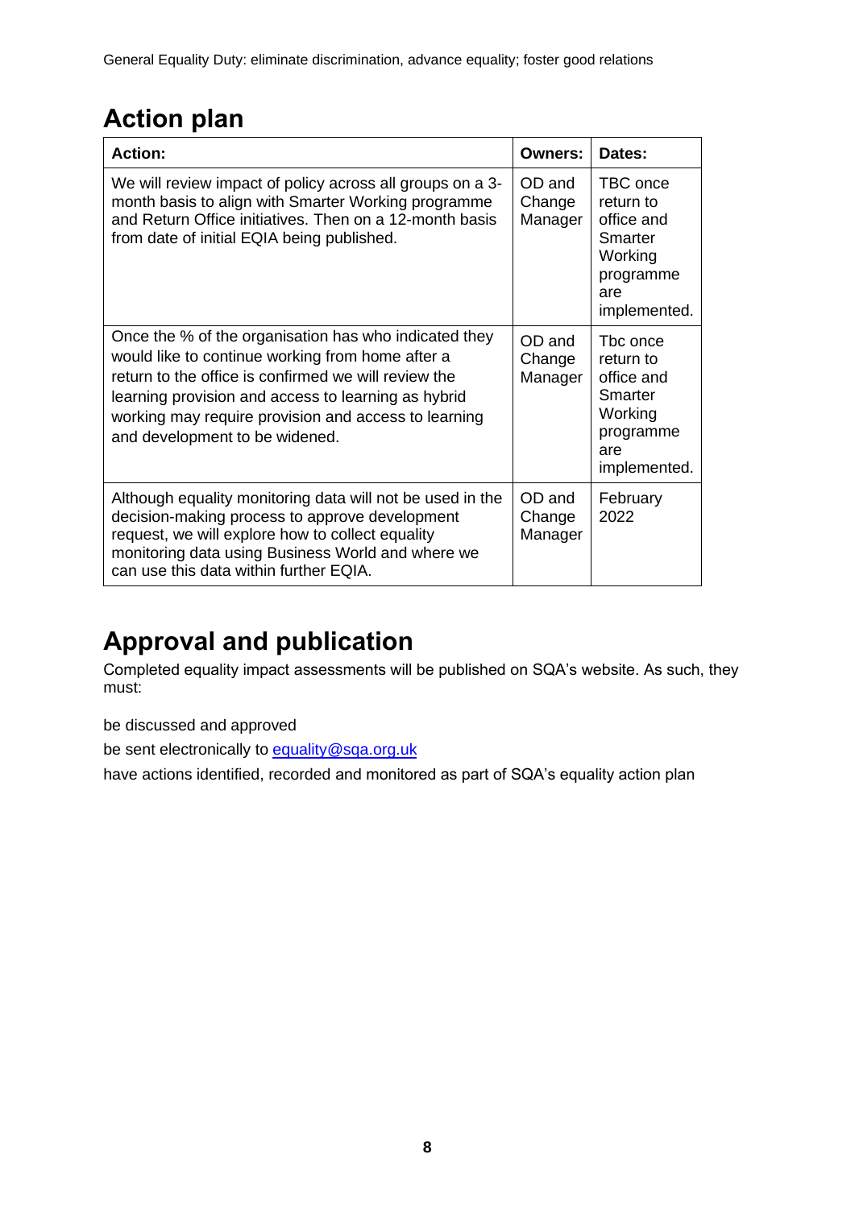General Equality Duty: eliminate discrimination, advance equality; foster good relations

## Action plan

| Action: | Owners: | Dates: |
|---|---|---|
| We will review impact of policy across all groups on a 3-month basis to align with Smarter Working programme and Return Office initiatives. Then on a 12-month basis from date of initial EQIA being published. | OD and Change Manager | TBC once return to office and Smarter Working programme are implemented. |
| Once the % of the organisation has who indicated they would like to continue working from home after a return to the office is confirmed we will review the learning provision and access to learning as hybrid working may require provision and access to learning and development to be widened. | OD and Change Manager | Tbc once return to office and Smarter Working programme are implemented. |
| Although equality monitoring data will not be used in the decision-making process to approve development request, we will explore how to collect equality monitoring data using Business World and where we can use this data within further EQIA. | OD and Change Manager | February 2022 |

## Approval and publication

Completed equality impact assessments will be published on SQA's website. As such, they must:

be discussed and approved

be sent electronically to [equality@sqa.org.uk](mailto:equality@sqa.org.uk)

have actions identified, recorded and monitored as part of SQA's equality action plan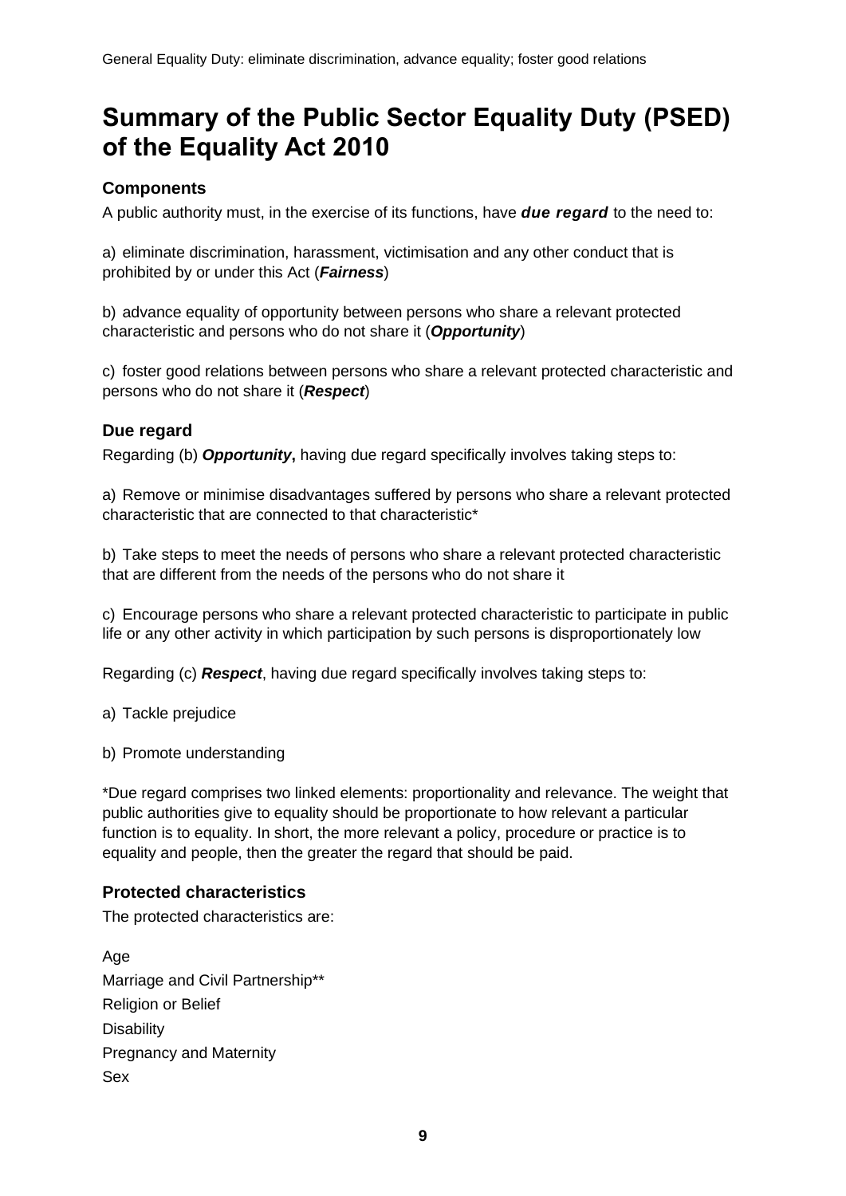# Summary of the Public Sector Equality Duty (PSED) of the Equality Act 2010

### Components

A public authority must, in the exercise of its functions, have ***due regard*** to the need to:

a) eliminate discrimination, harassment, victimisation and any other conduct that is prohibited by or under this Act (***Fairness***)

b) advance equality of opportunity between persons who share a relevant protected characteristic and persons who do not share it (***Opportunity***)

c) foster good relations between persons who share a relevant protected characteristic and persons who do not share it (***Respect***)

### Due regard

Regarding (b) ***Opportunity*****,** having due regard specifically involves taking steps to:

a) Remove or minimise disadvantages suffered by persons who share a relevant protected characteristic that are connected to that characteristic*

b) Take steps to meet the needs of persons who share a relevant protected characteristic that are different from the needs of the persons who do not share it

c) Encourage persons who share a relevant protected characteristic to participate in public life or any other activity in which participation by such persons is disproportionately low

Regarding (c) ***Respect***, having due regard specifically involves taking steps to:

a) Tackle prejudice

b) Promote understanding

*Due regard comprises two linked elements: proportionality and relevance. The weight that public authorities give to equality should be proportionate to how relevant a particular function is to equality. In short, the more relevant a policy, procedure or practice is to equality and people, then the greater the regard that should be paid.

### Protected characteristics

The protected characteristics are:

Age
Marriage and Civil Partnership**
Religion or Belief
Disability
Pregnancy and Maternity
Sex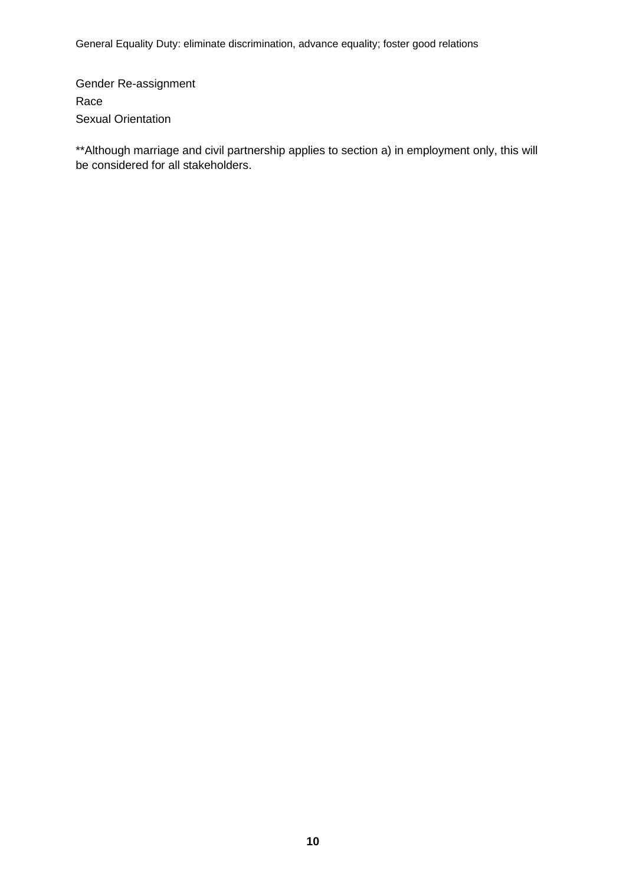Gender Re-assignment

Race

Sexual Orientation

**Although marriage and civil partnership applies to section a) in employment only, this will be considered for all stakeholders.